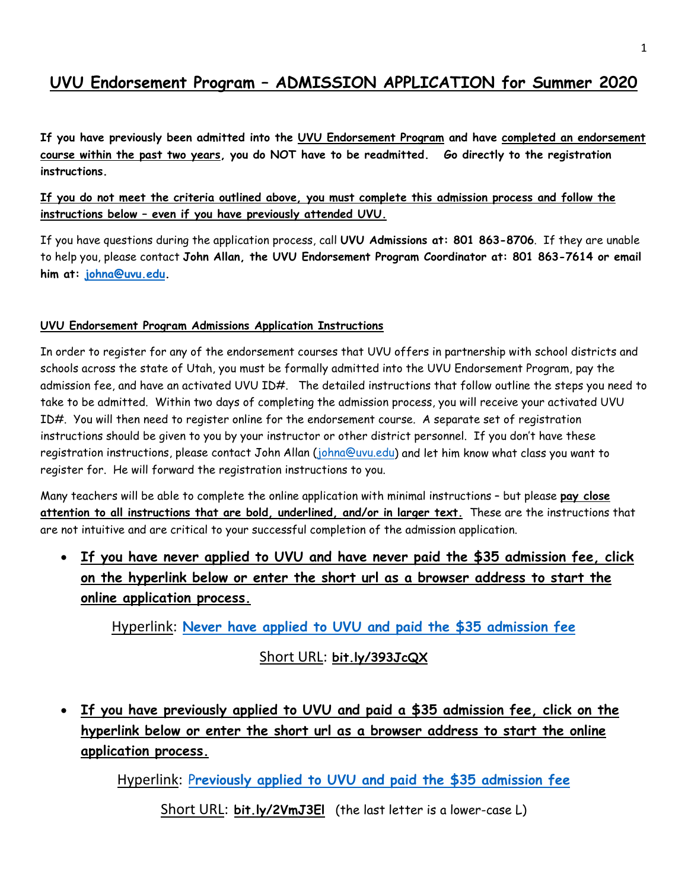# UVU Endorsement Program – ADMISSION APPLICATION for Summer 2020

**If you have previously been admitted into the UVU Endorsement Program and have completed an endorsement course within the past two years, you do NOT have to be readmitted. Go directly to the registration instructions.**

**If you do not meet the criteria outlined above, you must complete this admission process and follow the instructions below – even if you have previously attended UVU.**

If you have questions during the application process, call **UVU Admissions at: 801 863-8706**. If they are unable to help you, please contact **John Allan, the UVU Endorsement Program Coordinator at: 801 863-7614 or email him at: johna@uvu.edu.**

## UVU Endorsement Program Admissions Application Instructions

In order to register for any of the endorsement courses that UVU offers in partnership with school districts and schools across the state of Utah, you must be formally admitted into the UVU Endorsement Program, pay the admission fee, and have an activated UVU ID#. The detailed instructions that follow outline the steps you need to take to be admitted. Within two days of completing the admission process, you will receive your activated UVU ID#. You will then need to register online for the endorsement course. A separate set of registration instructions should be given to you by your instructor or other district personnel. If you don't have these registration instructions, please contact John Allan (johna@uvu.edu) and let him know what class you want to register for. He will forward the registration instructions to you.

Many teachers will be able to complete the online application with minimal instructions – but please **pay close attention to all instructions that are bold, underlined, and/or in larger text.** These are the instructions that are not intuitive and are critical to your successful completion of the admission application.

- **If you have never applied to UVU and have never paid the $35 admission fee, click on the hyperlink below or enter the short url as a browser address to start the online application process.**

  Hyperlink: **Never have applied to UVU and paid the $35 admission fee**

  Short URL: **bit.ly/393JcQX**

- **If you have previously applied to UVU and paid a $35 admission fee, click on the hyperlink below or enter the short url as a browser address to start the online application process.**

  Hyperlink: **Previously applied to UVU and paid the $35 admission fee**

  Short URL: **bit.ly/2VmJ3El** (the last letter is a lower-case L)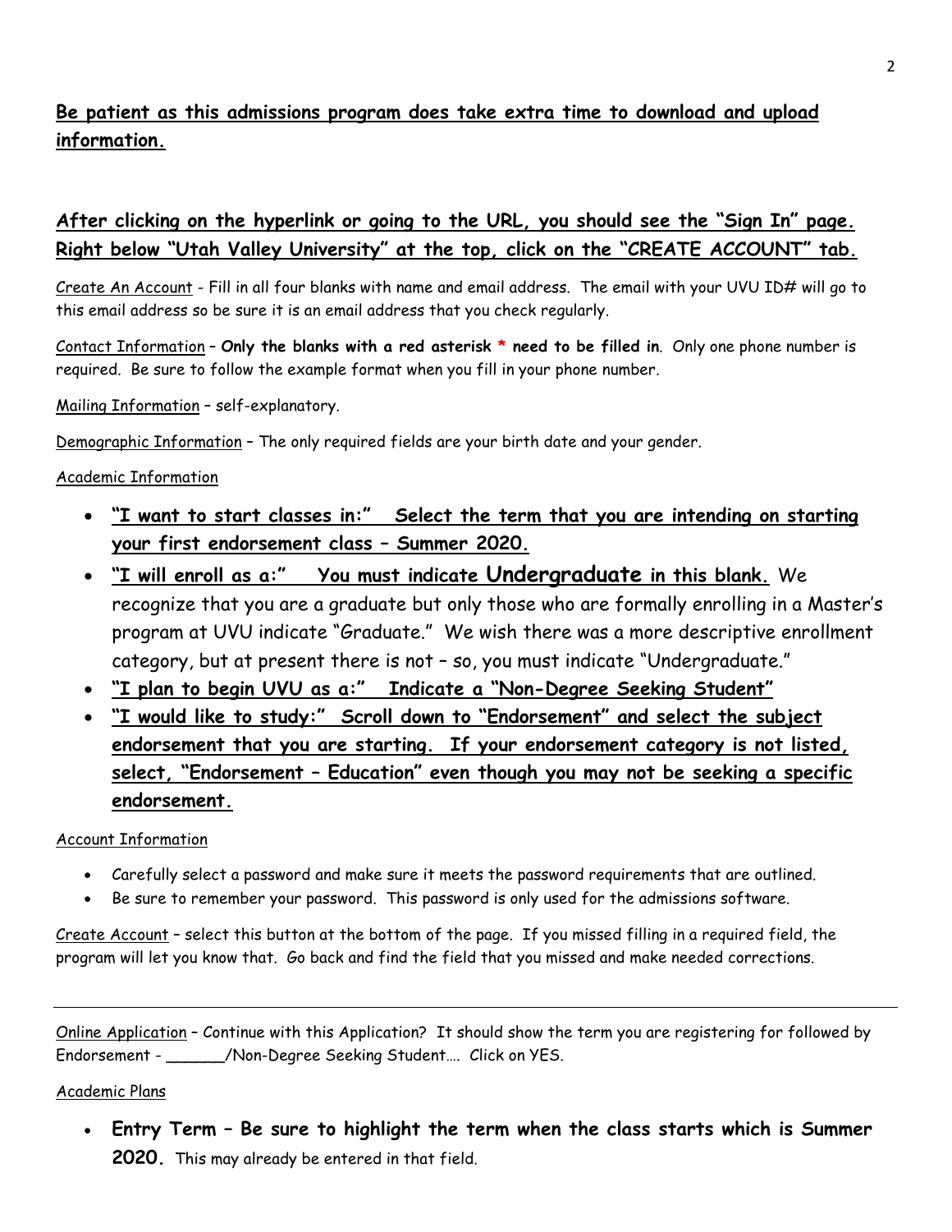**Be patient as this admissions program does take extra time to download and upload information.**

**After clicking on the hyperlink or going to the URL, you should see the "Sign In" page. Right below "Utah Valley University" at the top, click on the "CREATE ACCOUNT" tab.**

Create An Account - Fill in all four blanks with name and email address. The email with your UVU ID# will go to this email address so be sure it is an email address that you check regularly.

Contact Information – **Only the blanks with a red asterisk * need to be filled in**. Only one phone number is required. Be sure to follow the example format when you fill in your phone number.

Mailing Information – self-explanatory.

Demographic Information – The only required fields are your birth date and your gender.

Academic Information

- **"I want to start classes in:" Select the term that you are intending on starting your first endorsement class – Summer 2020.**
- **"I will enroll as a:" You must indicate Undergraduate in this blank.** We recognize that you are a graduate but only those who are formally enrolling in a Master's program at UVU indicate "Graduate." We wish there was a more descriptive enrollment category, but at present there is not – so, you must indicate "Undergraduate."
- **"I plan to begin UVU as a:" Indicate a "Non-Degree Seeking Student"**
- **"I would like to study:" Scroll down to "Endorsement" and select the subject endorsement that you are starting. If your endorsement category is not listed, select, "Endorsement – Education" even though you may not be seeking a specific endorsement.**

Account Information

- Carefully select a password and make sure it meets the password requirements that are outlined.
- Be sure to remember your password. This password is only used for the admissions software.

Create Account – select this button at the bottom of the page. If you missed filling in a required field, the program will let you know that. Go back and find the field that you missed and make needed corrections.

---

Online Application – Continue with this Application? It should show the term you are registering for followed by Endorsement - ______/Non-Degree Seeking Student…. Click on YES.

Academic Plans

- **Entry Term – Be sure to highlight the term when the class starts which is Summer 2020.** This may already be entered in that field.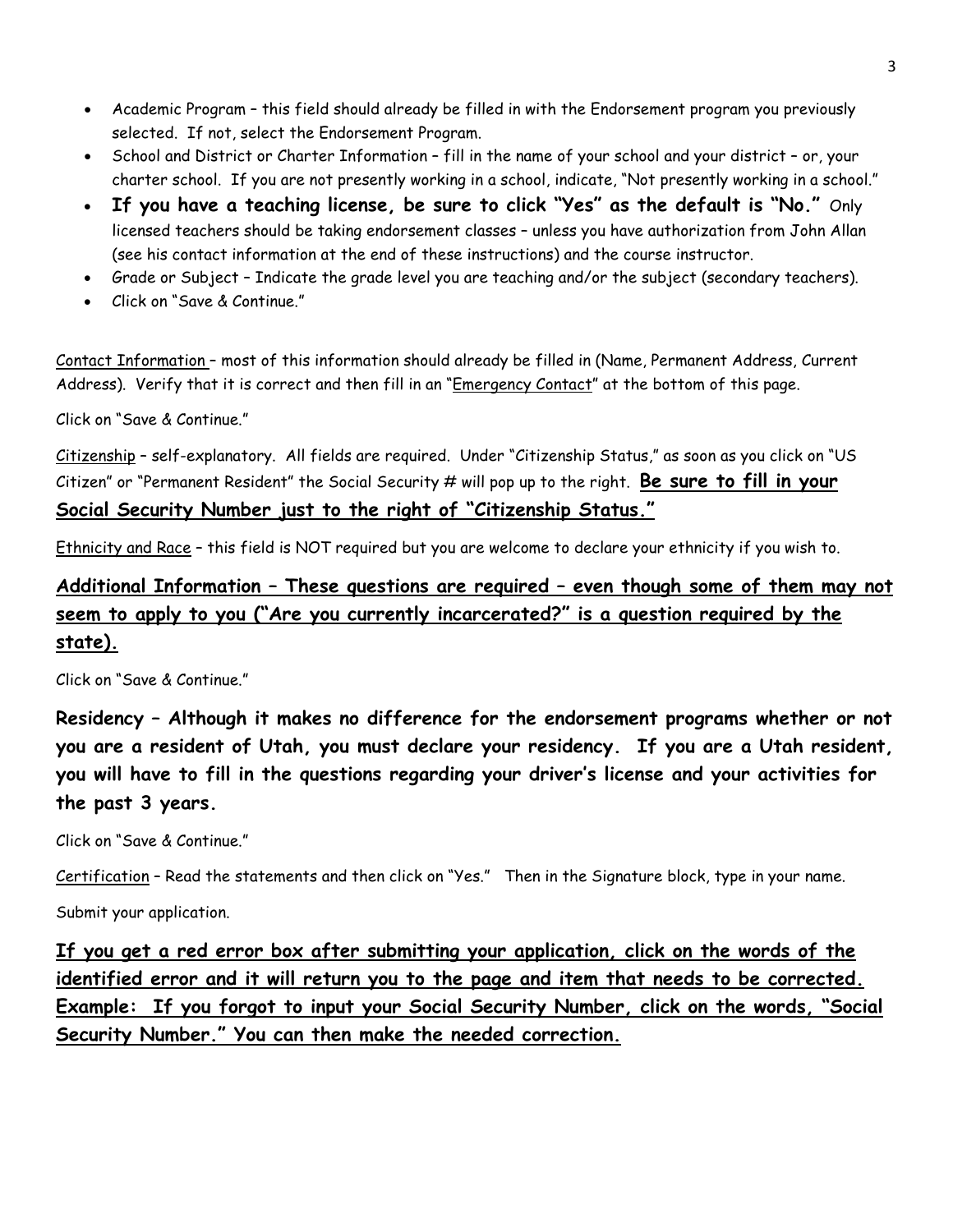- Academic Program – this field should already be filled in with the Endorsement program you previously selected. If not, select the Endorsement Program.
- School and District or Charter Information – fill in the name of your school and your district – or, your charter school. If you are not presently working in a school, indicate, "Not presently working in a school."
- **If you have a teaching license, be sure to click "Yes" as the default is "No."** Only licensed teachers should be taking endorsement classes – unless you have authorization from John Allan (see his contact information at the end of these instructions) and the course instructor.
- Grade or Subject – Indicate the grade level you are teaching and/or the subject (secondary teachers).
- Click on "Save & Continue."

<u>Contact Information</u> – most of this information should already be filled in (Name, Permanent Address, Current Address). Verify that it is correct and then fill in an "<u>Emergency Contact</u>" at the bottom of this page.

Click on "Save & Continue."

<u>Citizenship</u> – self-explanatory. All fields are required. Under "Citizenship Status," as soon as you click on "US Citizen" or "Permanent Resident" the Social Security # will pop up to the right. **<u>Be sure to fill in your Social Security Number just to the right of "Citizenship Status."</u>**

<u>Ethnicity and Race</u> – this field is NOT required but you are welcome to declare your ethnicity if you wish to.

**<u>Additional Information – These questions are required – even though some of them may not seem to apply to you ("Are you currently incarcerated?" is a question required by the state).</u>**

Click on "Save & Continue."

**Residency – Although it makes no difference for the endorsement programs whether or not you are a resident of Utah, you must declare your residency. If you are a Utah resident, you will have to fill in the questions regarding your driver's license and your activities for the past 3 years.**

Click on "Save & Continue."

<u>Certification</u> – Read the statements and then click on "Yes." Then in the Signature block, type in your name.

Submit your application.

**<u>If you get a red error box after submitting your application, click on the words of the identified error and it will return you to the page and item that needs to be corrected. Example: If you forgot to input your Social Security Number, click on the words, "Social Security Number." You can then make the needed correction.</u>**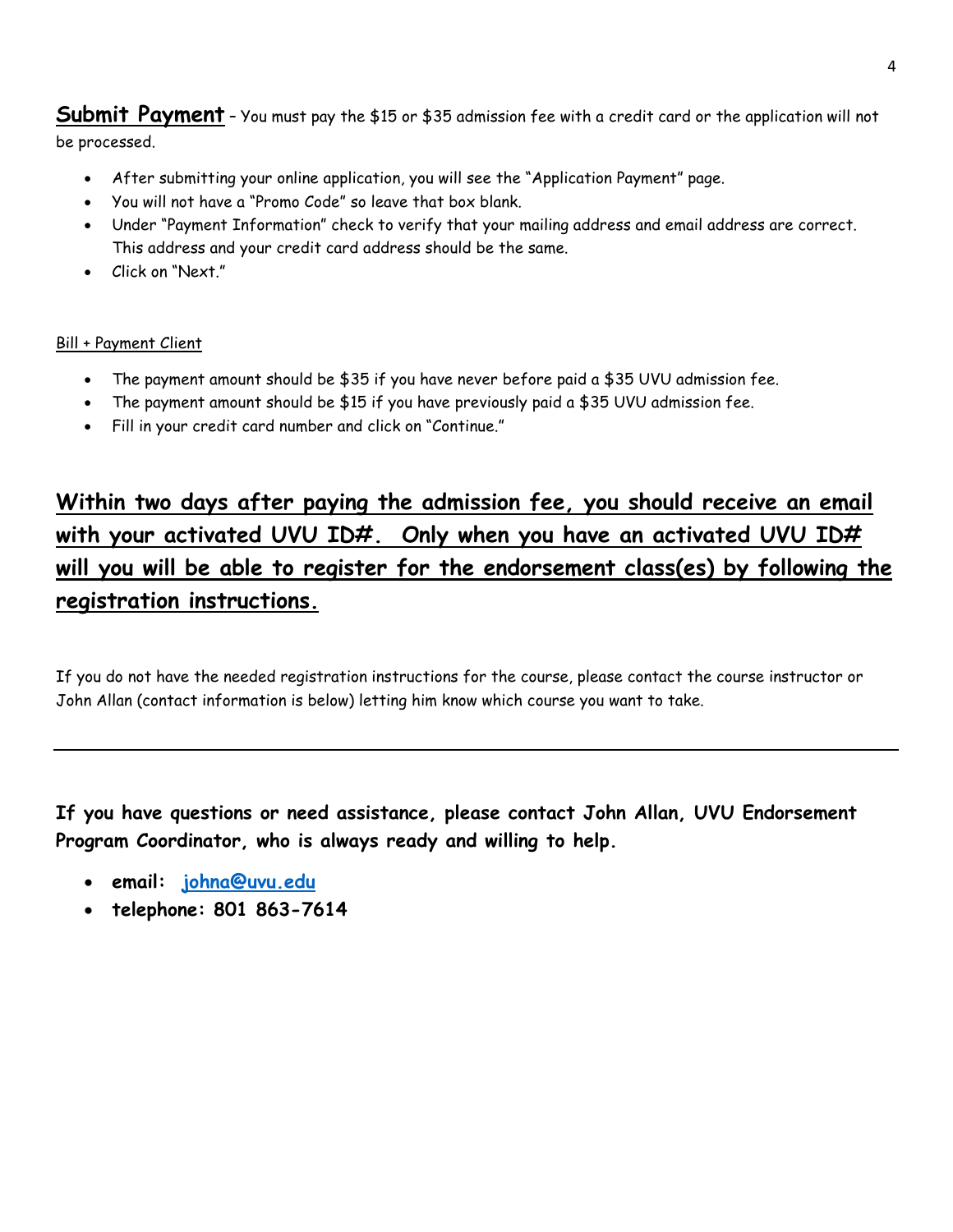**<u>Submit Payment</u>** – You must pay the $15 or $35 admission fee with a credit card or the application will not be processed.

- After submitting your online application, you will see the "Application Payment" page.
- You will not have a "Promo Code" so leave that box blank.
- Under "Payment Information" check to verify that your mailing address and email address are correct. This address and your credit card address should be the same.
- Click on "Next."

<u>Bill + Payment Client</u>

- The payment amount should be $35 if you have never before paid a $35 UVU admission fee.
- The payment amount should be $15 if you have previously paid a $35 UVU admission fee.
- Fill in your credit card number and click on "Continue."

## <u>Within two days after paying the admission fee, you should receive an email with your activated UVU ID#. Only when you have an activated UVU ID# will you will be able to register for the endorsement class(es) by following the registration instructions.</u>

If you do not have the needed registration instructions for the course, please contact the course instructor or John Allan (contact information is below) letting him know which course you want to take.

---

**If you have questions or need assistance, please contact John Allan, UVU Endorsement Program Coordinator, who is always ready and willing to help.**

- **email: johna@uvu.edu**
- **telephone: 801 863-7614**